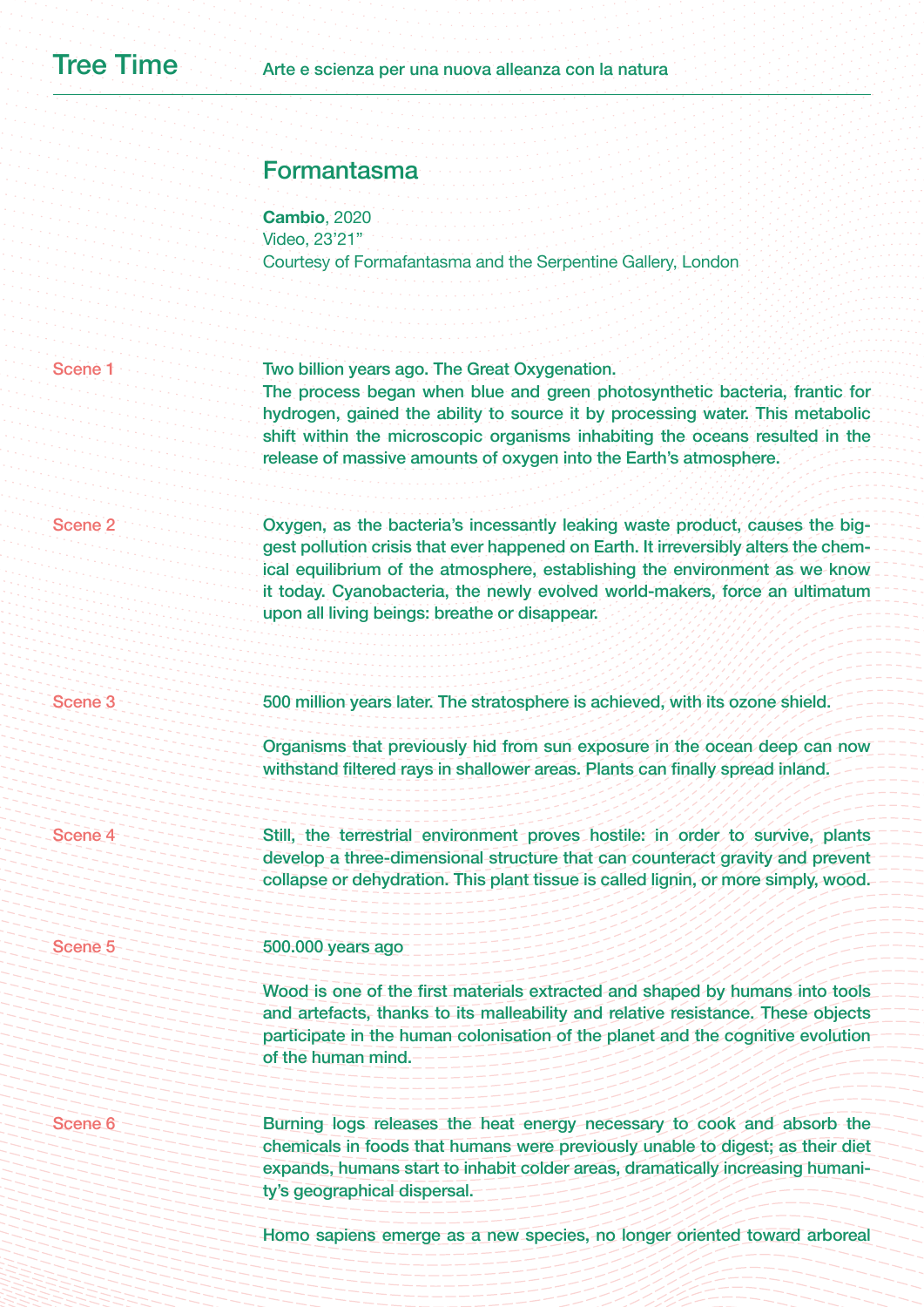# Tree Time

Arte e scienza per una nuova alleanza con la natura

## Formantasma

**Cambio**, 2020
Video, 23'21"
Courtesy of Formafantasma and the Serpentine Gallery, London

Scene 1

Two billion years ago. The Great Oxygenation.
The process began when blue and green photosynthetic bacteria, frantic for hydrogen, gained the ability to source it by processing water. This metabolic shift within the microscopic organisms inhabiting the oceans resulted in the release of massive amounts of oxygen into the Earth's atmosphere.

Scene 2

Oxygen, as the bacteria's incessantly leaking waste product, causes the biggest pollution crisis that ever happened on Earth. It irreversibly alters the chemical equilibrium of the atmosphere, establishing the environment as we know it today. Cyanobacteria, the newly evolved world-makers, force an ultimatum upon all living beings: breathe or disappear.

Scene 3

500 million years later. The stratosphere is achieved, with its ozone shield.

Organisms that previously hid from sun exposure in the ocean deep can now withstand filtered rays in shallower areas. Plants can finally spread inland.

Scene 4

Still, the terrestrial environment proves hostile: in order to survive, plants develop a three-dimensional structure that can counteract gravity and prevent collapse or dehydration. This plant tissue is called lignin, or more simply, wood.

Scene 5

500.000 years ago

Wood is one of the first materials extracted and shaped by humans into tools and artefacts, thanks to its malleability and relative resistance. These objects participate in the human colonisation of the planet and the cognitive evolution of the human mind.

Scene 6

Burning logs releases the heat energy necessary to cook and absorb the chemicals in foods that humans were previously unable to digest; as their diet expands, humans start to inhabit colder areas, dramatically increasing humanity's geographical dispersal.

Homo sapiens emerge as a new species, no longer oriented toward arboreal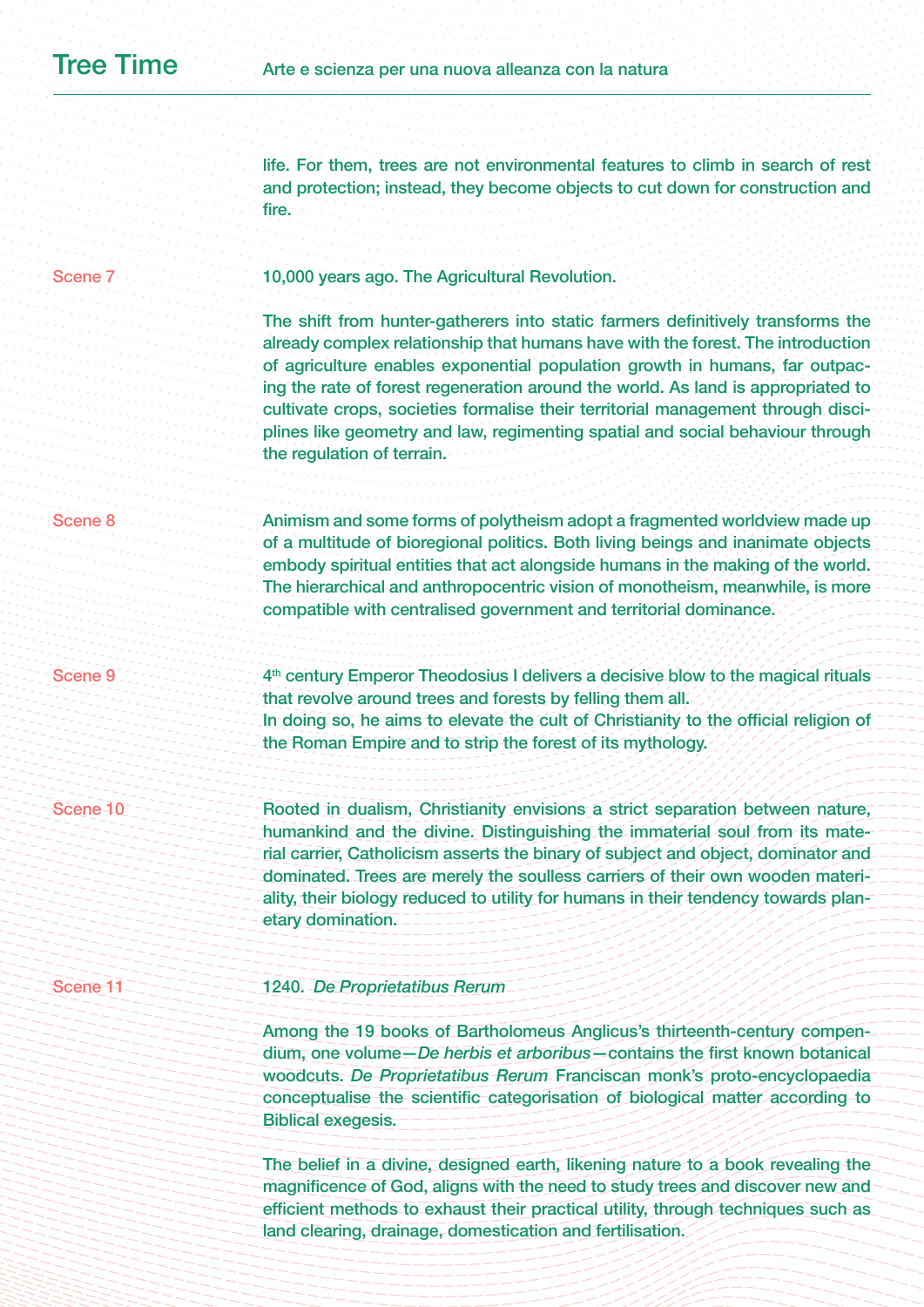life. For them, trees are not environmental features to climb in search of rest and protection; instead, they become objects to cut down for construction and fire.

Scene 7

10,000 years ago. The Agricultural Revolution.

The shift from hunter-gatherers into static farmers definitively transforms the already complex relationship that humans have with the forest. The introduction of agriculture enables exponential population growth in humans, far outpacing the rate of forest regeneration around the world. As land is appropriated to cultivate crops, societies formalise their territorial management through disciplines like geometry and law, regimenting spatial and social behaviour through the regulation of terrain.

Scene 8

Animism and some forms of polytheism adopt a fragmented worldview made up of a multitude of bioregional politics. Both living beings and inanimate objects embody spiritual entities that act alongside humans in the making of the world. The hierarchical and anthropocentric vision of monotheism, meanwhile, is more compatible with centralised government and territorial dominance.

Scene 9

4th century Emperor Theodosius I delivers a decisive blow to the magical rituals that revolve around trees and forests by felling them all.
In doing so, he aims to elevate the cult of Christianity to the official religion of the Roman Empire and to strip the forest of its mythology.

Scene 10

Rooted in dualism, Christianity envisions a strict separation between nature, humankind and the divine. Distinguishing the immaterial soul from its material carrier, Catholicism asserts the binary of subject and object, dominator and dominated. Trees are merely the soulless carriers of their own wooden materiality, their biology reduced to utility for humans in their tendency towards planetary domination.

Scene 11

1240. *De Proprietatibus Rerum*

Among the 19 books of Bartholomeus Anglicus's thirteenth-century compendium, one volume—*De herbis et arboribus*—contains the first known botanical woodcuts. *De Proprietatibus Rerum* Franciscan monk's proto-encyclopaedia conceptualise the scientific categorisation of biological matter according to Biblical exegesis.

The belief in a divine, designed earth, likening nature to a book revealing the magnificence of God, aligns with the need to study trees and discover new and efficient methods to exhaust their practical utility, through techniques such as land clearing, drainage, domestication and fertilisation.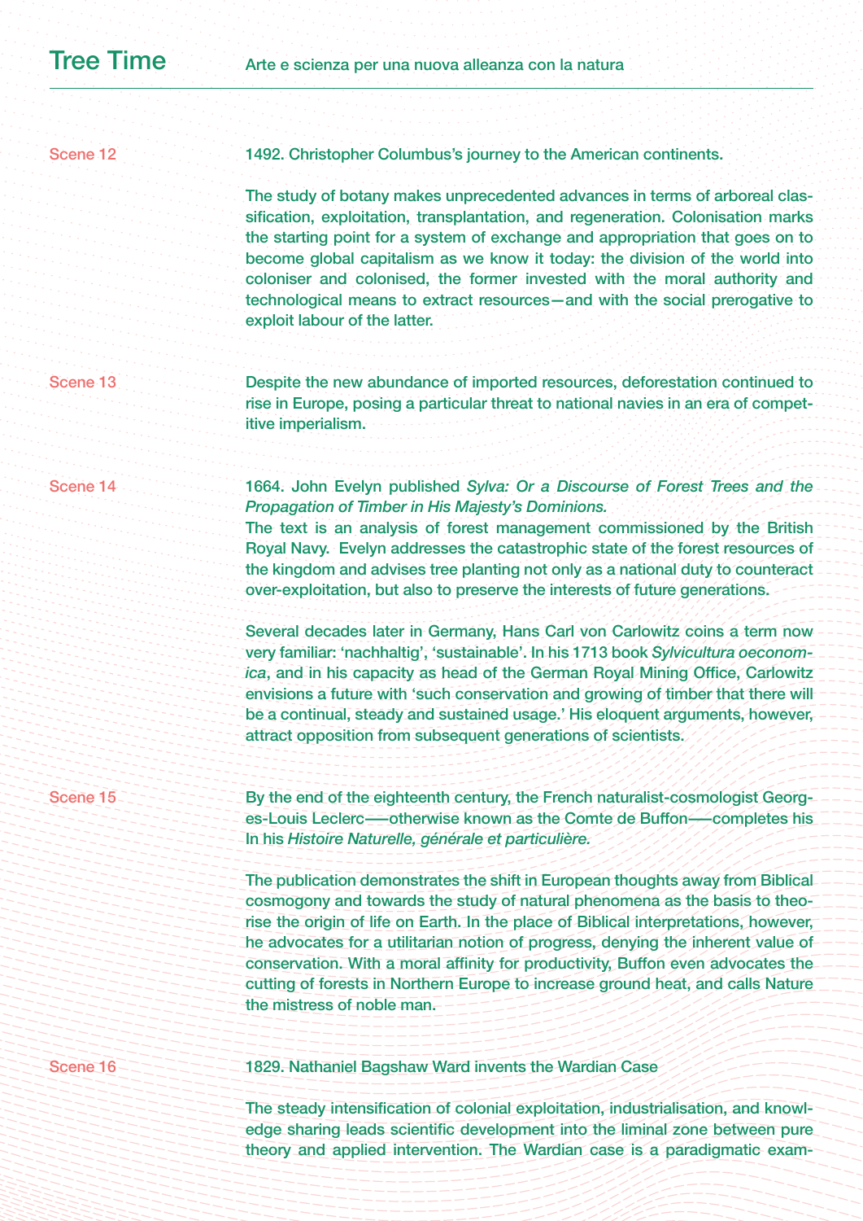## Scene 12

1492. Christopher Columbus's journey to the American continents.

The study of botany makes unprecedented advances in terms of arboreal classification, exploitation, transplantation, and regeneration. Colonisation marks the starting point for a system of exchange and appropriation that goes on to become global capitalism as we know it today: the division of the world into coloniser and colonised, the former invested with the moral authority and technological means to extract resources—and with the social prerogative to exploit labour of the latter.

## Scene 13

Despite the new abundance of imported resources, deforestation continued to rise in Europe, posing a particular threat to national navies in an era of competitive imperialism.

## Scene 14

1664. John Evelyn published *Sylva: Or a Discourse of Forest Trees and the Propagation of Timber in His Majesty's Dominions.*
The text is an analysis of forest management commissioned by the British Royal Navy. Evelyn addresses the catastrophic state of the forest resources of the kingdom and advises tree planting not only as a national duty to counteract over-exploitation, but also to preserve the interests of future generations.

Several decades later in Germany, Hans Carl von Carlowitz coins a term now very familiar: 'nachhaltig', 'sustainable'. In his 1713 book *Sylvicultura oeconomica*, and in his capacity as head of the German Royal Mining Office, Carlowitz envisions a future with 'such conservation and growing of timber that there will be a continual, steady and sustained usage.' His eloquent arguments, however, attract opposition from subsequent generations of scientists.

## Scene 15

By the end of the eighteenth century, the French naturalist-cosmologist Georges-Louis Leclerc——otherwise known as the Comte de Buffon——completes his In his *Histoire Naturelle, générale et particulière.*

The publication demonstrates the shift in European thoughts away from Biblical cosmogony and towards the study of natural phenomena as the basis to theorise the origin of life on Earth. In the place of Biblical interpretations, however, he advocates for a utilitarian notion of progress, denying the inherent value of conservation. With a moral affinity for productivity, Buffon even advocates the cutting of forests in Northern Europe to increase ground heat, and calls Nature the mistress of noble man.

## Scene 16

1829. Nathaniel Bagshaw Ward invents the Wardian Case

The steady intensification of colonial exploitation, industrialisation, and knowledge sharing leads scientific development into the liminal zone between pure theory and applied intervention. The Wardian case is a paradigmatic exam-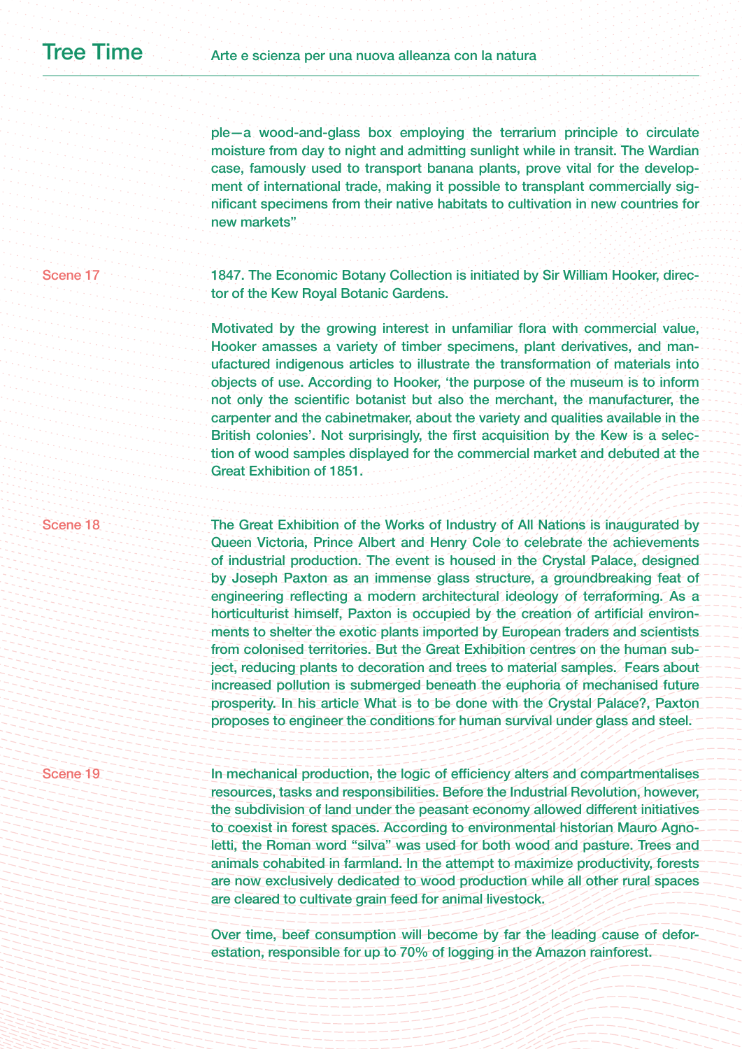ple—a wood-and-glass box employing the terrarium principle to circulate moisture from day to night and admitting sunlight while in transit. The Wardian case, famously used to transport banana plants, prove vital for the development of international trade, making it possible to transplant commercially significant specimens from their native habitats to cultivation in new countries for new markets"

**Scene 17**

1847. The Economic Botany Collection is initiated by Sir William Hooker, director of the Kew Royal Botanic Gardens.

Motivated by the growing interest in unfamiliar flora with commercial value, Hooker amasses a variety of timber specimens, plant derivatives, and manufactured indigenous articles to illustrate the transformation of materials into objects of use. According to Hooker, 'the purpose of the museum is to inform not only the scientific botanist but also the merchant, the manufacturer, the carpenter and the cabinetmaker, about the variety and qualities available in the British colonies'. Not surprisingly, the first acquisition by the Kew is a selection of wood samples displayed for the commercial market and debuted at the Great Exhibition of 1851.

**Scene 18**

The Great Exhibition of the Works of Industry of All Nations is inaugurated by Queen Victoria, Prince Albert and Henry Cole to celebrate the achievements of industrial production. The event is housed in the Crystal Palace, designed by Joseph Paxton as an immense glass structure, a groundbreaking feat of engineering reflecting a modern architectural ideology of terraforming. As a horticulturist himself, Paxton is occupied by the creation of artificial environments to shelter the exotic plants imported by European traders and scientists from colonised territories. But the Great Exhibition centres on the human subject, reducing plants to decoration and trees to material samples. Fears about increased pollution is submerged beneath the euphoria of mechanised future prosperity. In his article What is to be done with the Crystal Palace?, Paxton proposes to engineer the conditions for human survival under glass and steel.

**Scene 19**

In mechanical production, the logic of efficiency alters and compartmentalises resources, tasks and responsibilities. Before the Industrial Revolution, however, the subdivision of land under the peasant economy allowed different initiatives to coexist in forest spaces. According to environmental historian Mauro Agnoletti, the Roman word "silva" was used for both wood and pasture. Trees and animals cohabited in farmland. In the attempt to maximize productivity, forests are now exclusively dedicated to wood production while all other rural spaces are cleared to cultivate grain feed for animal livestock.

Over time, beef consumption will become by far the leading cause of deforestation, responsible for up to 70% of logging in the Amazon rainforest.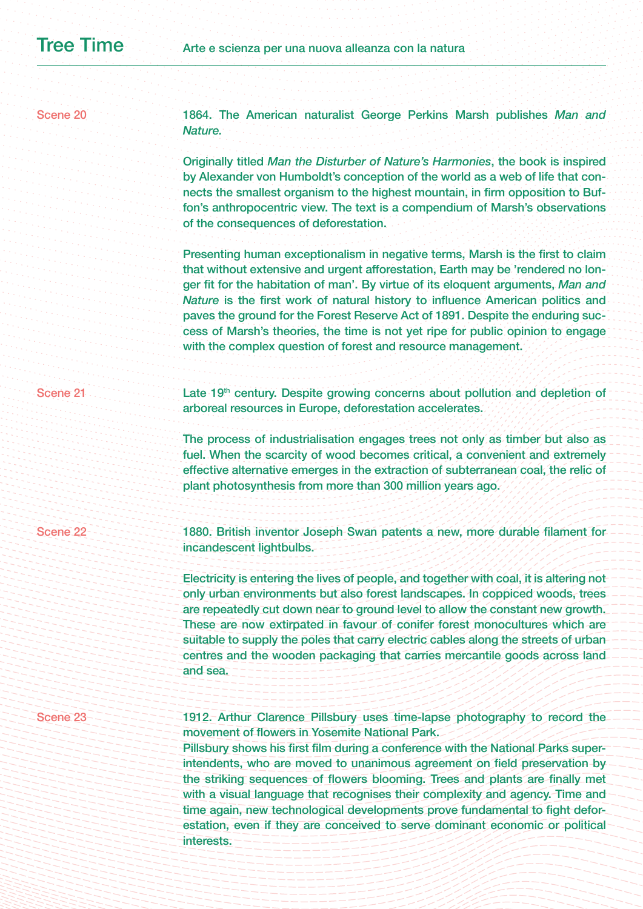Scene 20

1864. The American naturalist George Perkins Marsh publishes *Man and Nature.*

Originally titled *Man the Disturber of Nature's Harmonies*, the book is inspired by Alexander von Humboldt's conception of the world as a web of life that connects the smallest organism to the highest mountain, in firm opposition to Buffon's anthropocentric view. The text is a compendium of Marsh's observations of the consequences of deforestation.

Presenting human exceptionalism in negative terms, Marsh is the first to claim that without extensive and urgent afforestation, Earth may be 'rendered no longer fit for the habitation of man'. By virtue of its eloquent arguments, *Man and Nature* is the first work of natural history to influence American politics and paves the ground for the Forest Reserve Act of 1891. Despite the enduring success of Marsh's theories, the time is not yet ripe for public opinion to engage with the complex question of forest and resource management.

Scene 21

Late 19th century. Despite growing concerns about pollution and depletion of arboreal resources in Europe, deforestation accelerates.

The process of industrialisation engages trees not only as timber but also as fuel. When the scarcity of wood becomes critical, a convenient and extremely effective alternative emerges in the extraction of subterranean coal, the relic of plant photosynthesis from more than 300 million years ago.

Scene 22

1880. British inventor Joseph Swan patents a new, more durable filament for incandescent lightbulbs.

Electricity is entering the lives of people, and together with coal, it is altering not only urban environments but also forest landscapes. In coppiced woods, trees are repeatedly cut down near to ground level to allow the constant new growth. These are now extirpated in favour of conifer forest monocultures which are suitable to supply the poles that carry electric cables along the streets of urban centres and the wooden packaging that carries mercantile goods across land and sea.

Scene 23

1912. Arthur Clarence Pillsbury uses time-lapse photography to record the movement of flowers in Yosemite National Park.
Pillsbury shows his first film during a conference with the National Parks superintendents, who are moved to unanimous agreement on field preservation by the striking sequences of flowers blooming. Trees and plants are finally met with a visual language that recognises their complexity and agency. Time and time again, new technological developments prove fundamental to fight deforestation, even if they are conceived to serve dominant economic or political interests.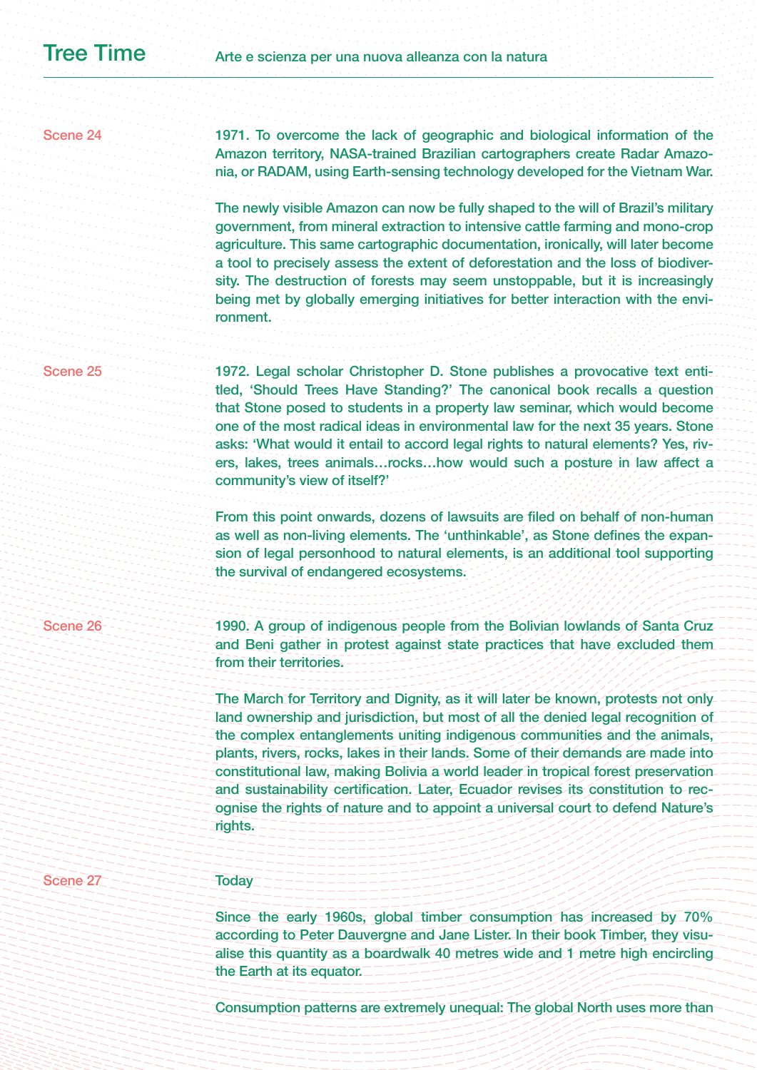Scene 24

1971. To overcome the lack of geographic and biological information of the Amazon territory, NASA-trained Brazilian cartographers create Radar Amazonia, or RADAM, using Earth-sensing technology developed for the Vietnam War.

The newly visible Amazon can now be fully shaped to the will of Brazil's military government, from mineral extraction to intensive cattle farming and mono-crop agriculture. This same cartographic documentation, ironically, will later become a tool to precisely assess the extent of deforestation and the loss of biodiversity. The destruction of forests may seem unstoppable, but it is increasingly being met by globally emerging initiatives for better interaction with the environment.

Scene 25

1972. Legal scholar Christopher D. Stone publishes a provocative text entitled, 'Should Trees Have Standing?' The canonical book recalls a question that Stone posed to students in a property law seminar, which would become one of the most radical ideas in environmental law for the next 35 years. Stone asks: 'What would it entail to accord legal rights to natural elements? Yes, rivers, lakes, trees animals…rocks…how would such a posture in law affect a community's view of itself?'

From this point onwards, dozens of lawsuits are filed on behalf of non-human as well as non-living elements. The 'unthinkable', as Stone defines the expansion of legal personhood to natural elements, is an additional tool supporting the survival of endangered ecosystems.

Scene 26

1990. A group of indigenous people from the Bolivian lowlands of Santa Cruz and Beni gather in protest against state practices that have excluded them from their territories.

The March for Territory and Dignity, as it will later be known, protests not only land ownership and jurisdiction, but most of all the denied legal recognition of the complex entanglements uniting indigenous communities and the animals, plants, rivers, rocks, lakes in their lands. Some of their demands are made into constitutional law, making Bolivia a world leader in tropical forest preservation and sustainability certification. Later, Ecuador revises its constitution to recognise the rights of nature and to appoint a universal court to defend Nature's rights.

Scene 27

Today

Since the early 1960s, global timber consumption has increased by 70% according to Peter Dauvergne and Jane Lister. In their book Timber, they visualise this quantity as a boardwalk 40 metres wide and 1 metre high encircling the Earth at its equator.

Consumption patterns are extremely unequal: The global North uses more than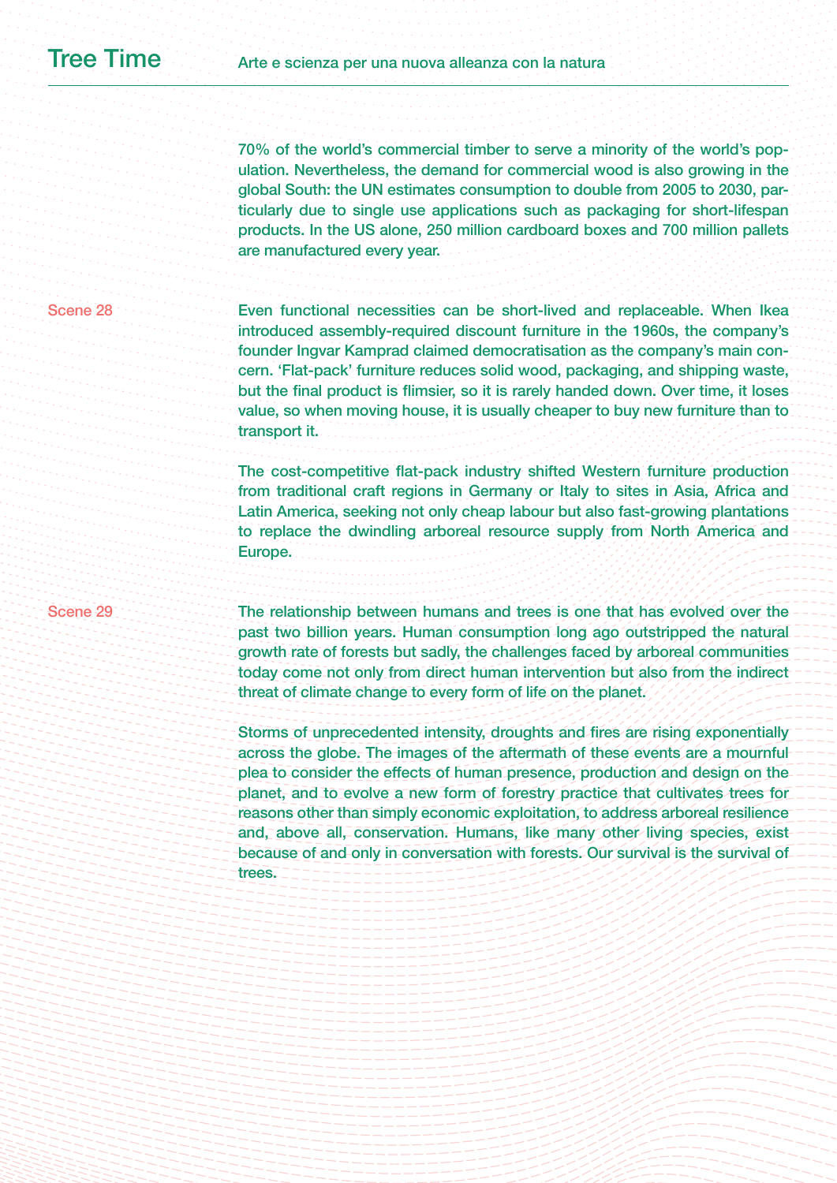70% of the world's commercial timber to serve a minority of the world's population. Nevertheless, the demand for commercial wood is also growing in the global South: the UN estimates consumption to double from 2005 to 2030, particularly due to single use applications such as packaging for short-lifespan products. In the US alone, 250 million cardboard boxes and 700 million pallets are manufactured every year.

Scene 28

Even functional necessities can be short-lived and replaceable. When Ikea introduced assembly-required discount furniture in the 1960s, the company's founder Ingvar Kamprad claimed democratisation as the company's main concern. 'Flat-pack' furniture reduces solid wood, packaging, and shipping waste, but the final product is flimsier, so it is rarely handed down. Over time, it loses value, so when moving house, it is usually cheaper to buy new furniture than to transport it.

The cost-competitive flat-pack industry shifted Western furniture production from traditional craft regions in Germany or Italy to sites in Asia, Africa and Latin America, seeking not only cheap labour but also fast-growing plantations to replace the dwindling arboreal resource supply from North America and Europe.

Scene 29

The relationship between humans and trees is one that has evolved over the past two billion years. Human consumption long ago outstripped the natural growth rate of forests but sadly, the challenges faced by arboreal communities today come not only from direct human intervention but also from the indirect threat of climate change to every form of life on the planet.

Storms of unprecedented intensity, droughts and fires are rising exponentially across the globe. The images of the aftermath of these events are a mournful plea to consider the effects of human presence, production and design on the planet, and to evolve a new form of forestry practice that cultivates trees for reasons other than simply economic exploitation, to address arboreal resilience and, above all, conservation. Humans, like many other living species, exist because of and only in conversation with forests. Our survival is the survival of trees.